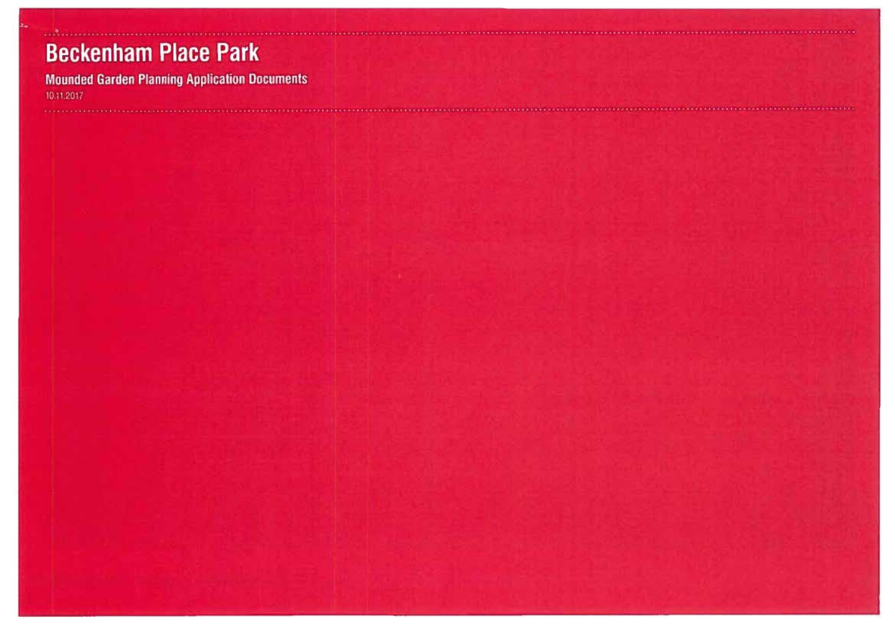# Beckenham Place Park

## Mounded Garden Planning Application Documents

10.11.2017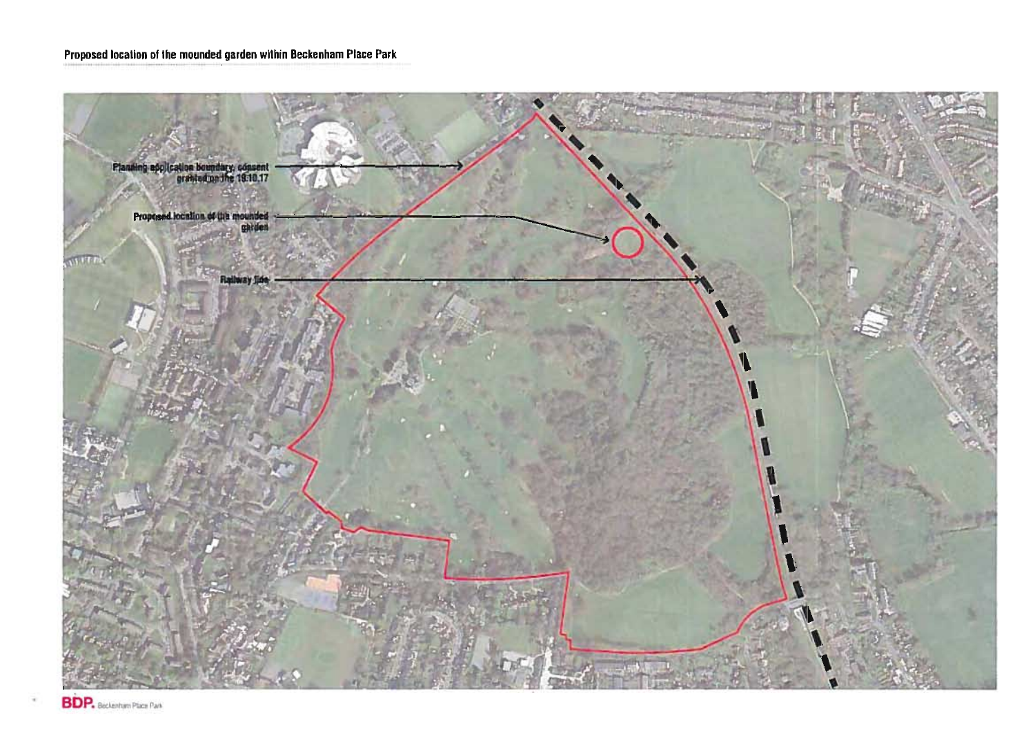# Proposed location of the mounded garden within Beckenham Place Park

Planning application boundary, consent granted on the 19.10.17

Proposed location of the mounded garden

Railway line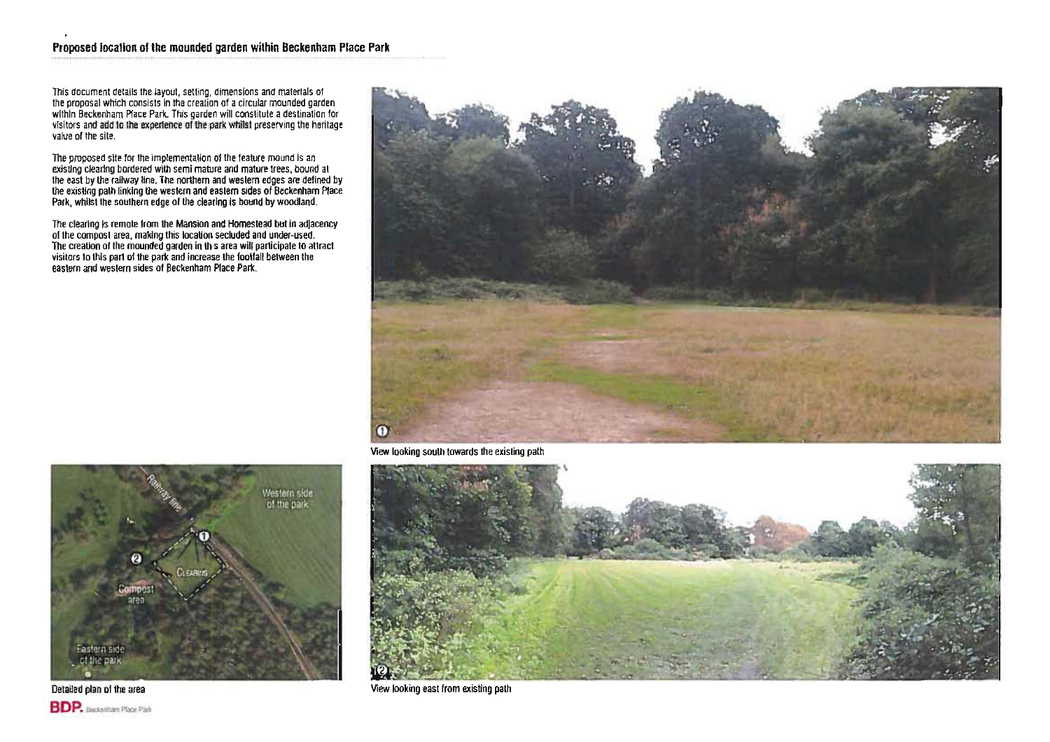## Proposed location of the mounded garden within Beckenham Place Park

This document details the layout, setting, dimensions and materials of the proposal which consists in the creation of a circular mounded garden within Beckenham Place Park. This garden will constitute a destination for visitors and add to the experience of the park whilst preserving the heritage value of the site.

The proposed site for the implementation of the feature mound is an existing clearing bordered with semi mature and mature trees, bound at the east by the railway line. The northern and western edges are defined by the existing path linking the western and eastern sides of Beckenham Place Park, whilst the southern edge of the clearing is bound by woodland.

The clearing is remote from the Mansion and Homestead but in adjacency of the compost area, making this location secluded and under-used. The creation of the mounded garden in this area will participate to attract visitors to this part of the park and increase the footfall between the eastern and western sides of Beckenham Place Park.

View looking south towards the existing path

Railway line

Western side of the park

Clearing

Compost area

Eastern side of the park

Detailed plan of the area

View looking east from existing path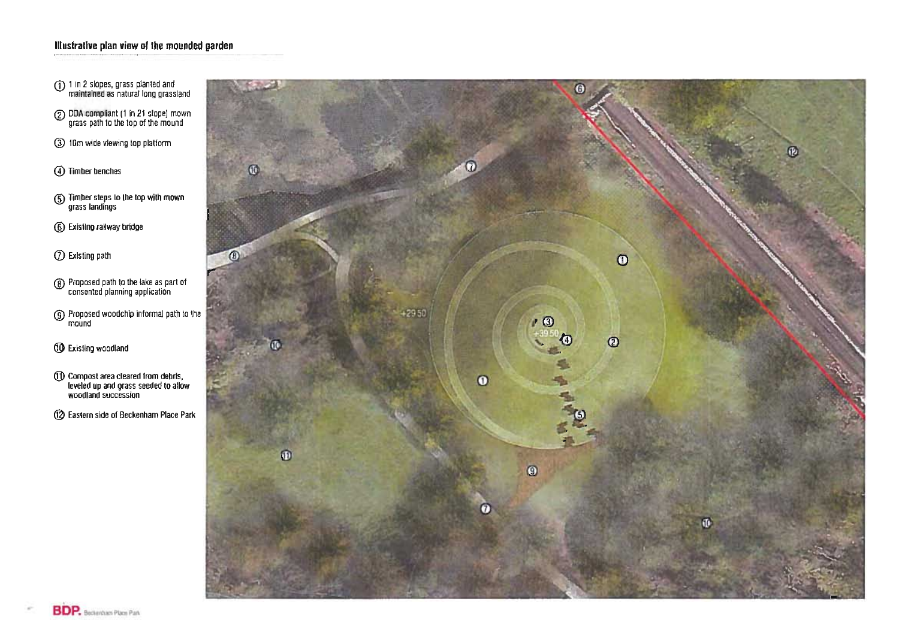## Illustrative plan view of the mounded garden

1. 1 in 2 slopes, grass planted and maintained as natural long grassland
2. DDA compliant (1 in 21 slope) mown grass path to the top of the mound
3. 10m wide viewing top platform
4. Timber benches
5. Timber steps to the top with mown grass landings
6. Existing railway bridge
7. Existing path
8. Proposed path to the lake as part of consented planning application
9. Proposed woodchip informal path to the mound
10. Existing woodland
11. Compost area cleared from debris, leveled up and grass seeded to allow woodland succession
12. Eastern side of Beckenham Place Park

+29.50

+39.50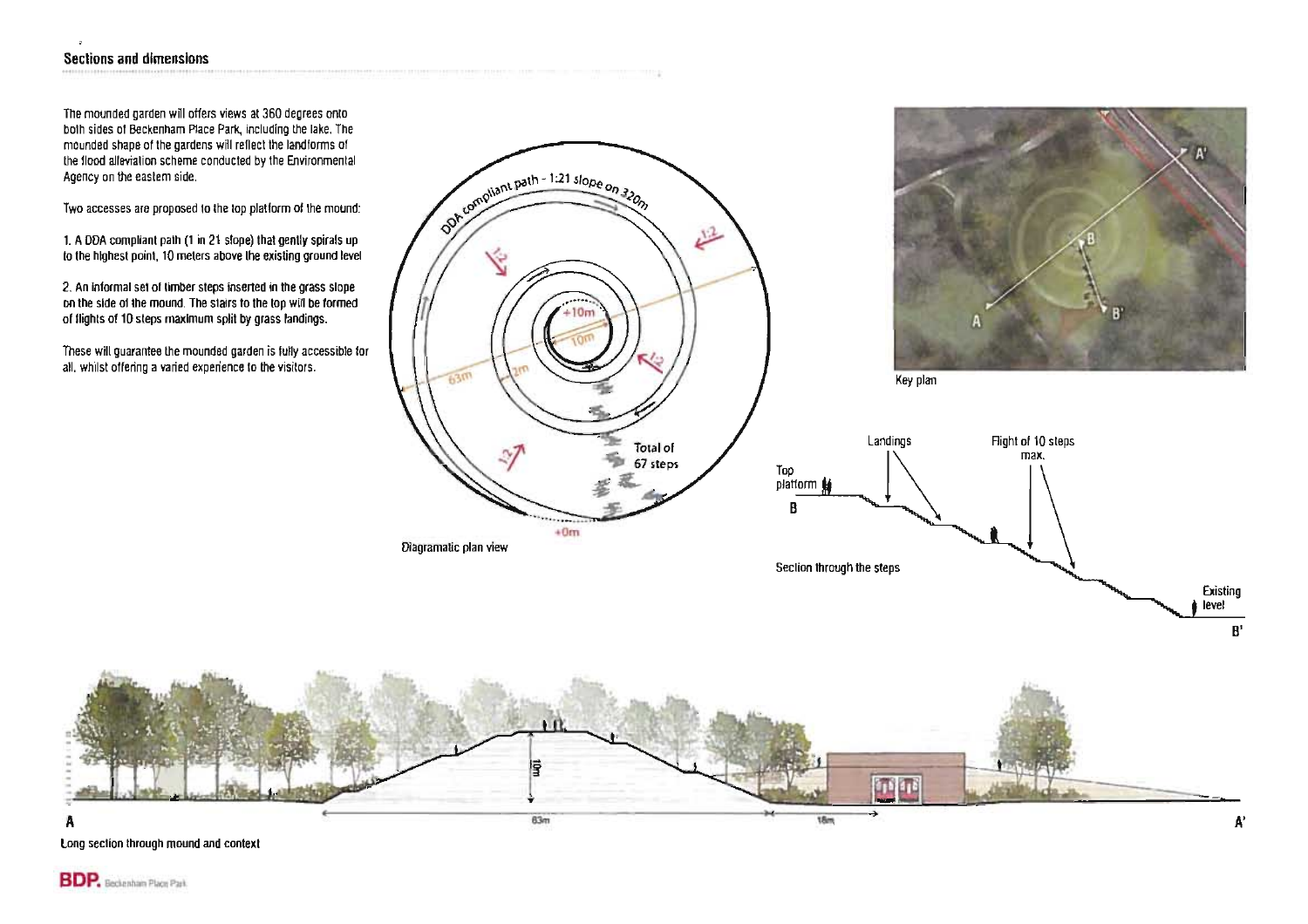## Sections and dimensions

The mounded garden will offers views at 360 degrees onto both sides of Beckenham Place Park, including the lake. The mounded shape of the gardens will reflect the landforms of the flood alleviation scheme conducted by the Environmental Agency on the eastern side.

Two accesses are proposed to the top platform of the mound:

1. A DDA compliant path (1 in 21 slope) that gently spirals up to the highest point, 10 meters above the existing ground level

2. An informal set of timber steps inserted in the grass slope on the side of the mound. The stairs to the top will be formed of flights of 10 steps maximum split by grass landings.

These will guarantee the mounded garden is fully accessible for all, whilst offering a varied experience to the visitors.

DDA compliant path - 1:21 slope on 320m

1:2

1:2

1:2

1:2

+10m

10m

63m

2m

Total of 67 steps

+0m

Diagramatic plan view

A'

B

B'

A

Key plan

Top platform

B

Landings

Flight of 10 steps max.

Existing level

B'

Section through the steps

10m

63m

18m

A

A'

Long section through mound and context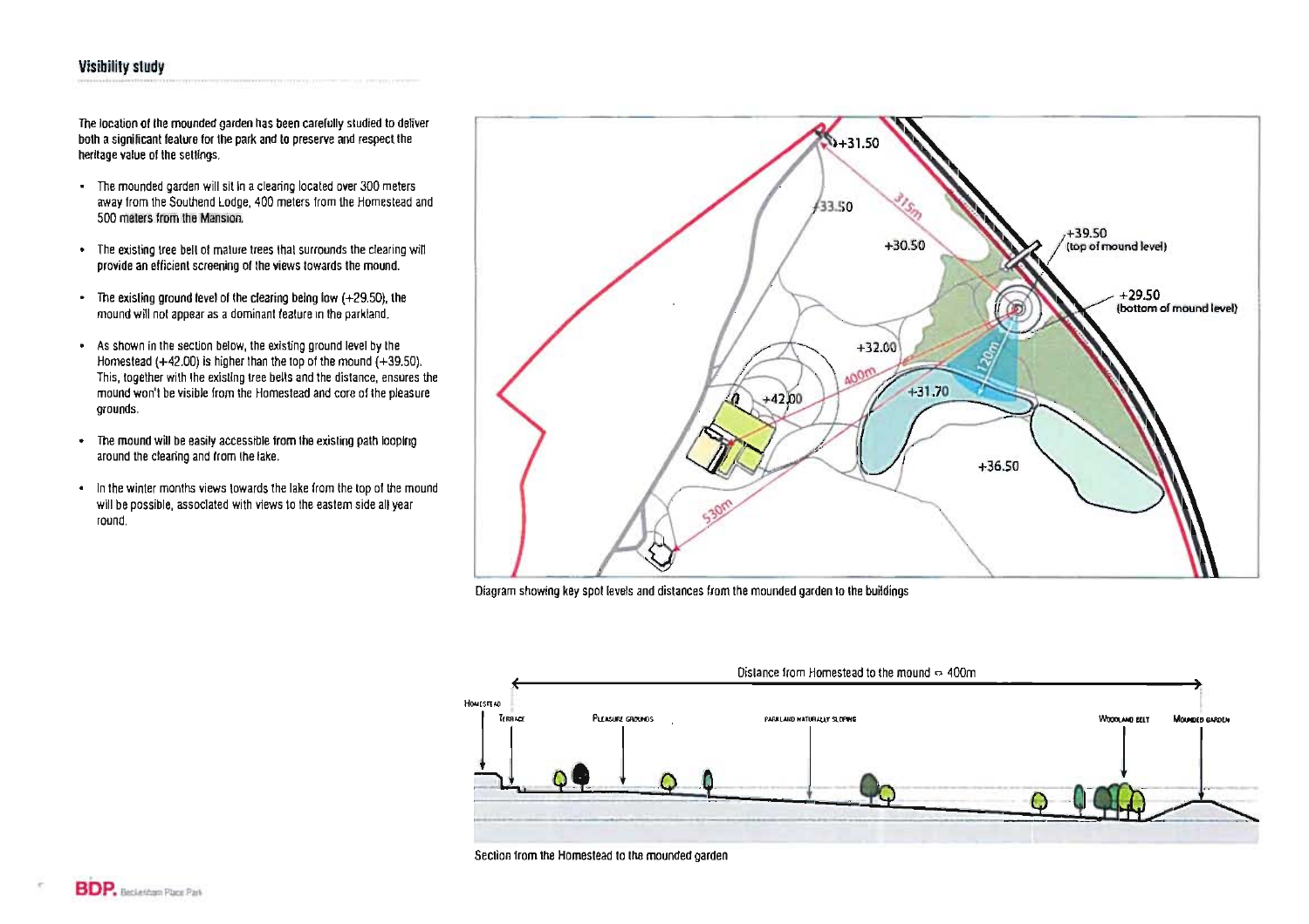## Visibility study

The location of the mounded garden has been carefully studied to deliver both a significant feature for the park and to preserve and respect the heritage value of the settings.

- The mounded garden will sit in a clearing located over 300 meters away from the Southend Lodge, 400 meters from the Homestead and 500 meters from the Mansion.
- The existing tree belt of mature trees that surrounds the clearing will provide an efficient screening of the views towards the mound.
- The existing ground level of the clearing being low (+29.50), the mound will not appear as a dominant feature in the parkland.
- As shown in the section below, the existing ground level by the Homestead (+42.00) is higher than the top of the mound (+39.50). This, together with the existing tree belts and the distance, ensures the mound won't be visible from the Homestead and core of the pleasure grounds.
- The mound will be easily accessible from the existing path looping around the clearing and from the lake.
- In the winter months views towards the lake from the top of the mound will be possible, associated with views to the eastern side all year round.

Diagram showing key spot levels and distances from the mounded garden to the buildings

Section from the Homestead to the mounded garden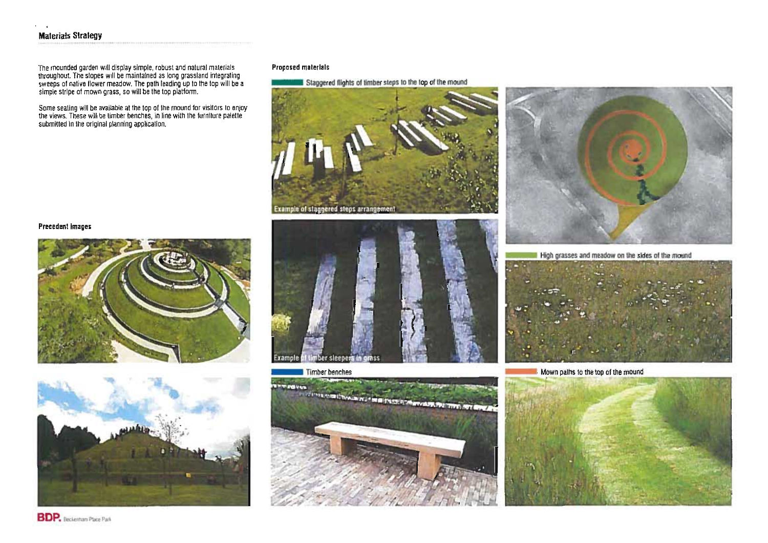## Materials Strategy

The mounded garden will display simple, robust and natural materials throughout. The slopes will be maintained as long grassland integrating sweeps of native flower meadow. The path leading up to the top will be a simple stripe of mown grass, so will be the top platform.

Some seating will be available at the top of the mound for visitors to enjoy the views. These will be timber benches, in line with the furniture palette submitted in the original planning application.

### Precedent images

### Proposed materials

Staggered flights of timber steps to the top of the mound

Example of staggered steps arrangement

Example of timber sleepers in grass

Timber benches

High grasses and meadow on the sides of the mound

Mown paths to the top of the mound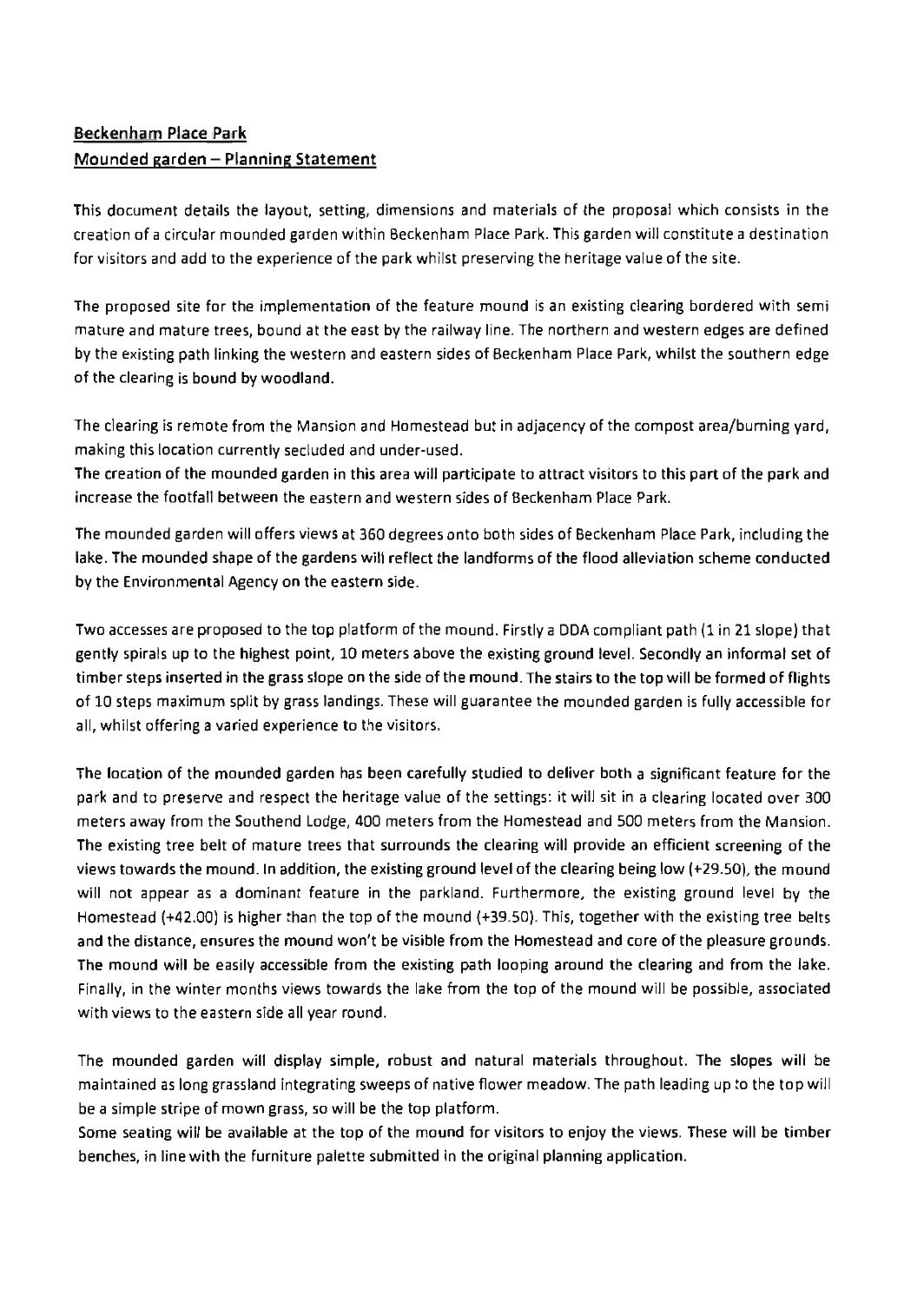**Beckenham Place Park**
**Mounded garden – Planning Statement**

This document details the layout, setting, dimensions and materials of the proposal which consists in the creation of a circular mounded garden within Beckenham Place Park. This garden will constitute a destination for visitors and add to the experience of the park whilst preserving the heritage value of the site.

The proposed site for the implementation of the feature mound is an existing clearing bordered with semi mature and mature trees, bound at the east by the railway line. The northern and western edges are defined by the existing path linking the western and eastern sides of Beckenham Place Park, whilst the southern edge of the clearing is bound by woodland.

The clearing is remote from the Mansion and Homestead but in adjacency of the compost area/burning yard, making this location currently secluded and under-used.
The creation of the mounded garden in this area will participate to attract visitors to this part of the park and increase the footfall between the eastern and western sides of Beckenham Place Park.

The mounded garden will offers views at 360 degrees onto both sides of Beckenham Place Park, including the lake. The mounded shape of the gardens will reflect the landforms of the flood alleviation scheme conducted by the Environmental Agency on the eastern side.

Two accesses are proposed to the top platform of the mound. Firstly a DDA compliant path (1 in 21 slope) that gently spirals up to the highest point, 10 meters above the existing ground level. Secondly an informal set of timber steps inserted in the grass slope on the side of the mound. The stairs to the top will be formed of flights of 10 steps maximum split by grass landings. These will guarantee the mounded garden is fully accessible for all, whilst offering a varied experience to the visitors.

The location of the mounded garden has been carefully studied to deliver both a significant feature for the park and to preserve and respect the heritage value of the settings: it will sit in a clearing located over 300 meters away from the Southend Lodge, 400 meters from the Homestead and 500 meters from the Mansion. The existing tree belt of mature trees that surrounds the clearing will provide an efficient screening of the views towards the mound. In addition, the existing ground level of the clearing being low (+29.50), the mound will not appear as a dominant feature in the parkland. Furthermore, the existing ground level by the Homestead (+42.00) is higher than the top of the mound (+39.50). This, together with the existing tree belts and the distance, ensures the mound won't be visible from the Homestead and core of the pleasure grounds. The mound will be easily accessible from the existing path looping around the clearing and from the lake. Finally, in the winter months views towards the lake from the top of the mound will be possible, associated with views to the eastern side all year round.

The mounded garden will display simple, robust and natural materials throughout. The slopes will be maintained as long grassland integrating sweeps of native flower meadow. The path leading up to the top will be a simple stripe of mown grass, so will be the top platform.
Some seating will be available at the top of the mound for visitors to enjoy the views. These will be timber benches, in line with the furniture palette submitted in the original planning application.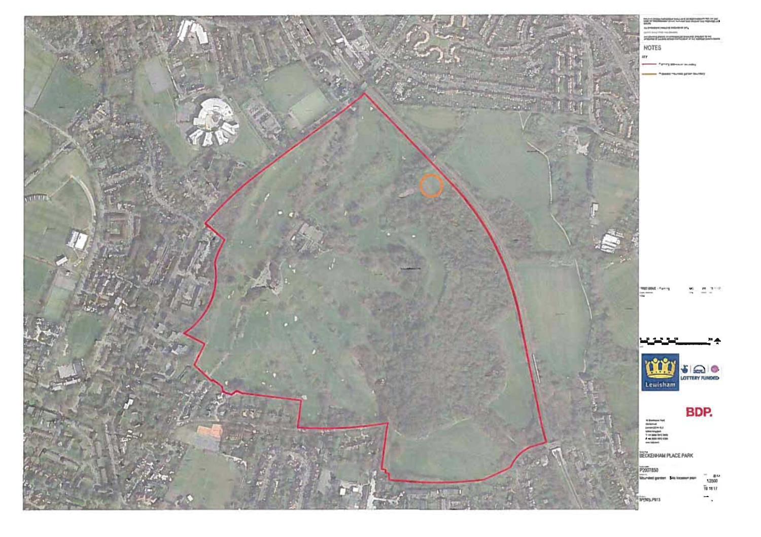NOTES

Planning application boundary

Proposed mounded garden boundary

Lewisham

LOTTERY FUNDED

BDP.

BECKENHAM PLACE PARK

P2007850

Mounded garden Site location plan

1:2500

19 11 17

BP(90)LP613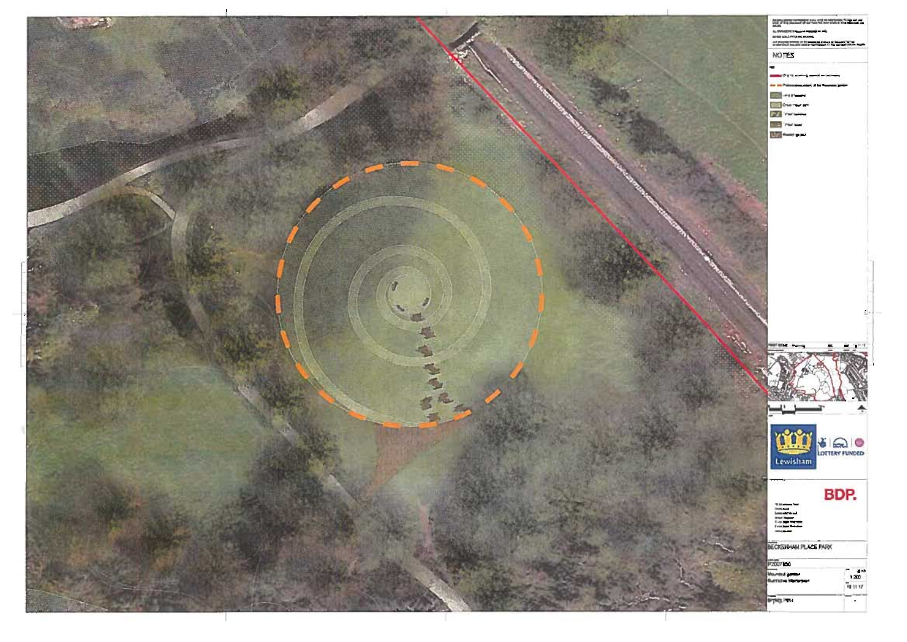NOTES

LOTTERY FUNDED

Lewisham

BDP.

BECKENHAM PLACE PARK

P2007850

1:1000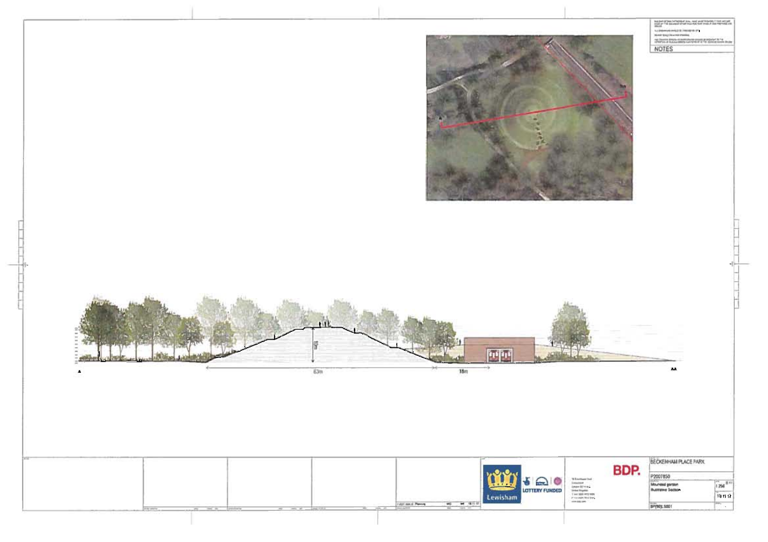NOTES

A

AA

63m

18m

BECKENHAM PLACE PARK

P2007850

Mounded garden
Illustrative Section

1:250

BDP.

Lewisham

LOTTERY FUNDED

BP(90)L5001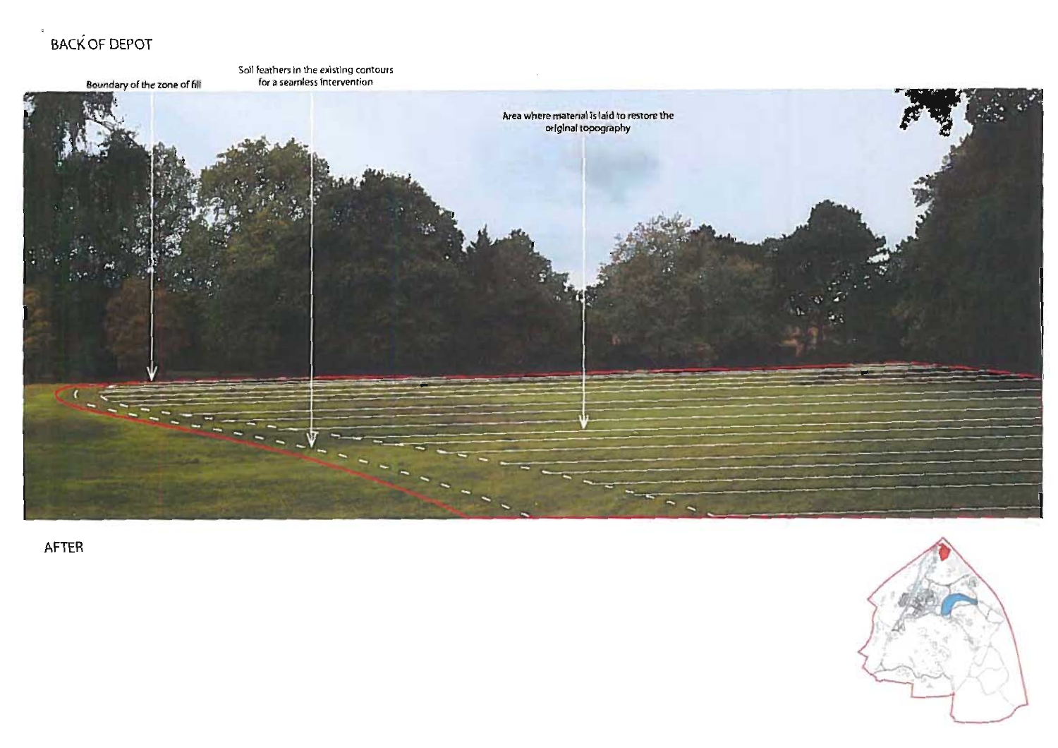BACK OF DEPOT

Boundary of the zone of fill

Soil feathers in the existing contours for a seamless intervention

Area where material is laid to restore the original topography

AFTER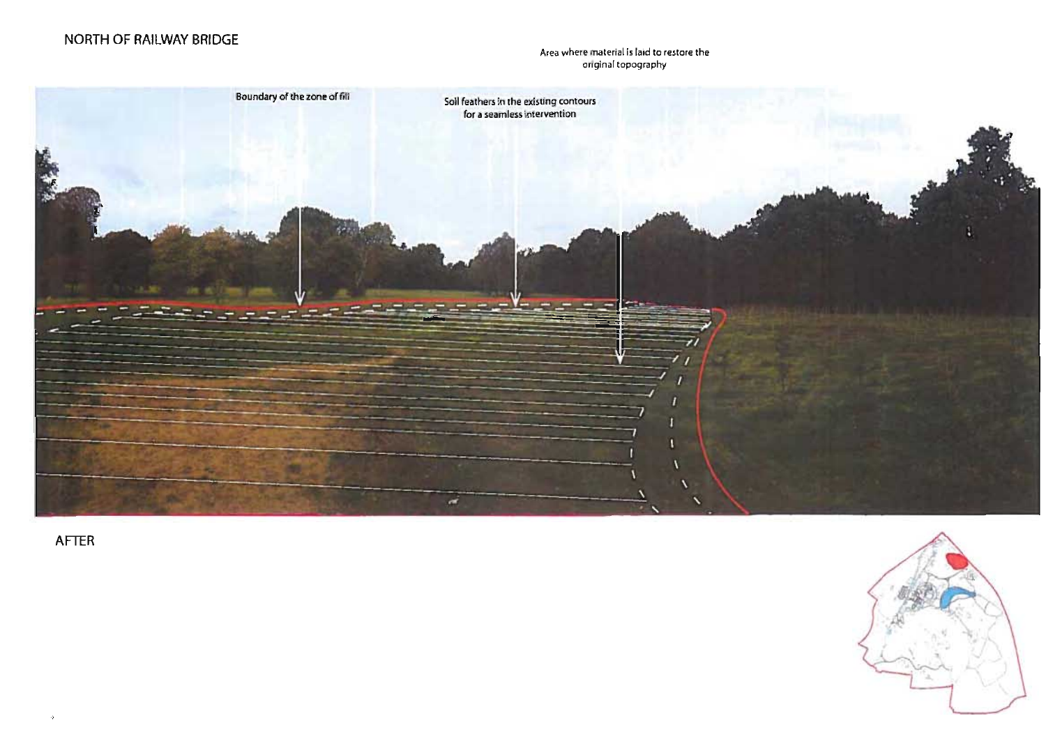## NORTH OF RAILWAY BRIDGE

Area where material is laid to restore the original topography

Boundary of the zone of fill

Soil feathers in the existing contours for a seamless intervention

AFTER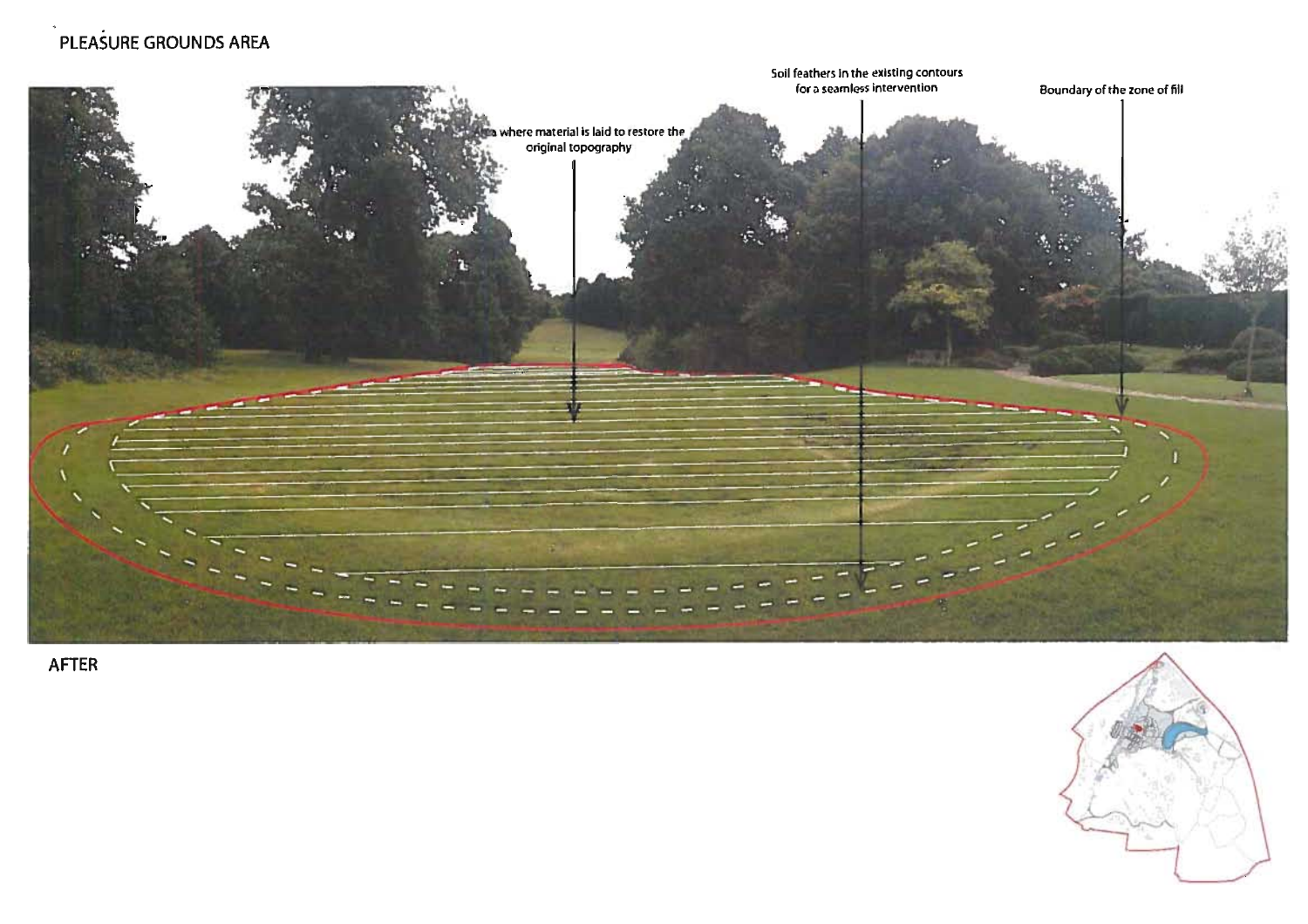PLEASURE GROUNDS AREA

Area where material is laid to restore the original topography

Soil feathers in the existing contours for a seamless intervention

Boundary of the zone of fill

AFTER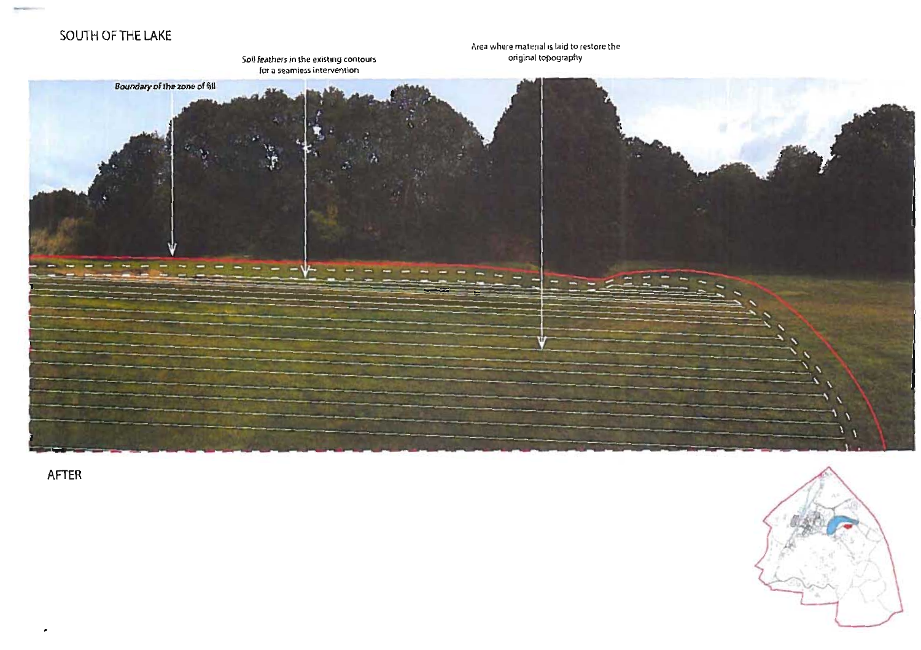SOUTH OF THE LAKE

Soil feathers in the existing contours for a seamless intervention

Area where material is laid to restore the original topography

*Boundary of the zone of fill*

AFTER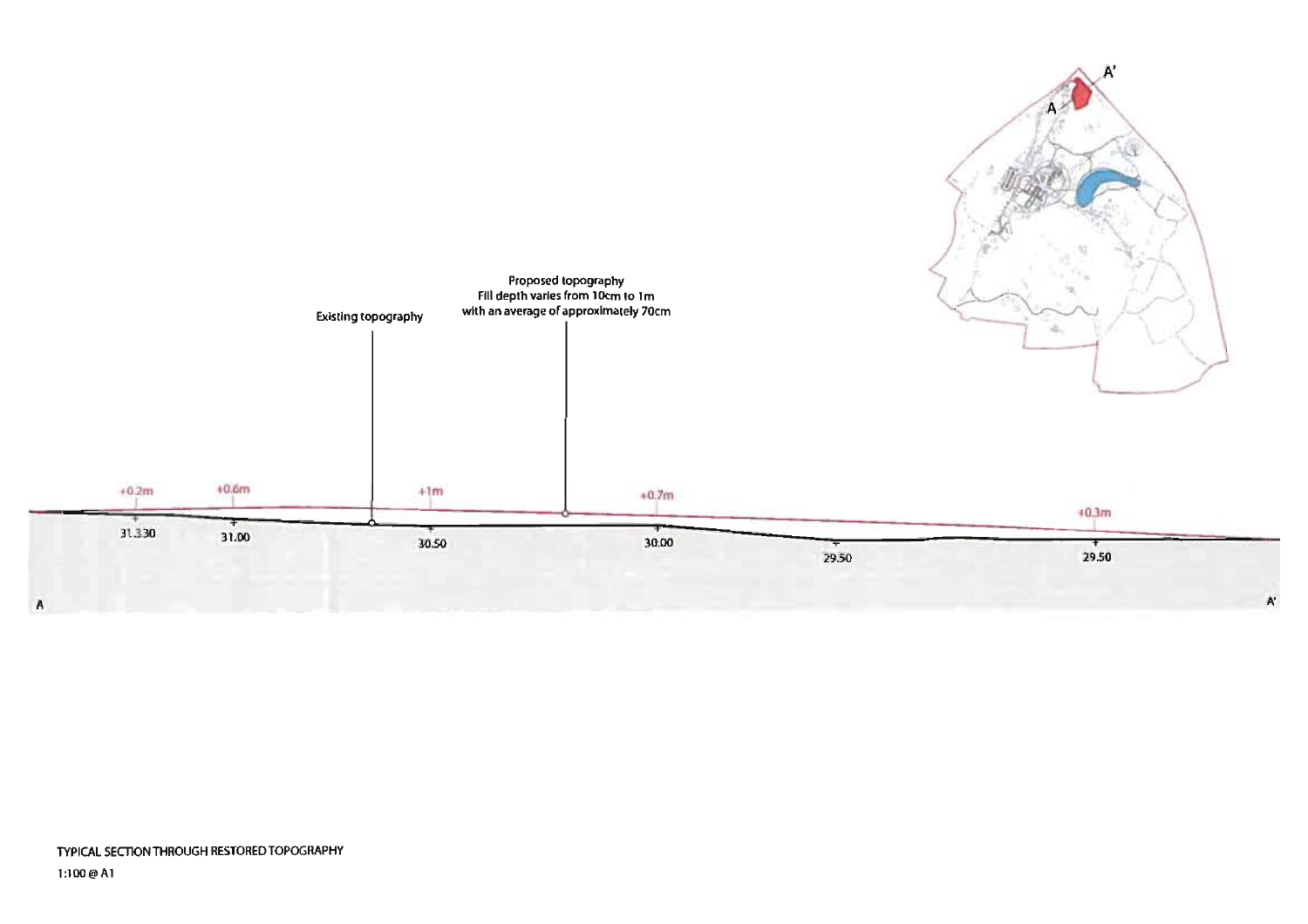A'

A

Proposed topography
Fill depth varies from 10cm to 1m
with an average of approximately 70cm

Existing topography

+0.2m

+0.6m

+1m

+0.7m

+0.3m

31.330

31.00

30.50

30.00

29.50

29.50

A

A'

TYPICAL SECTION THROUGH RESTORED TOPOGRAPHY

1:100 @ A1